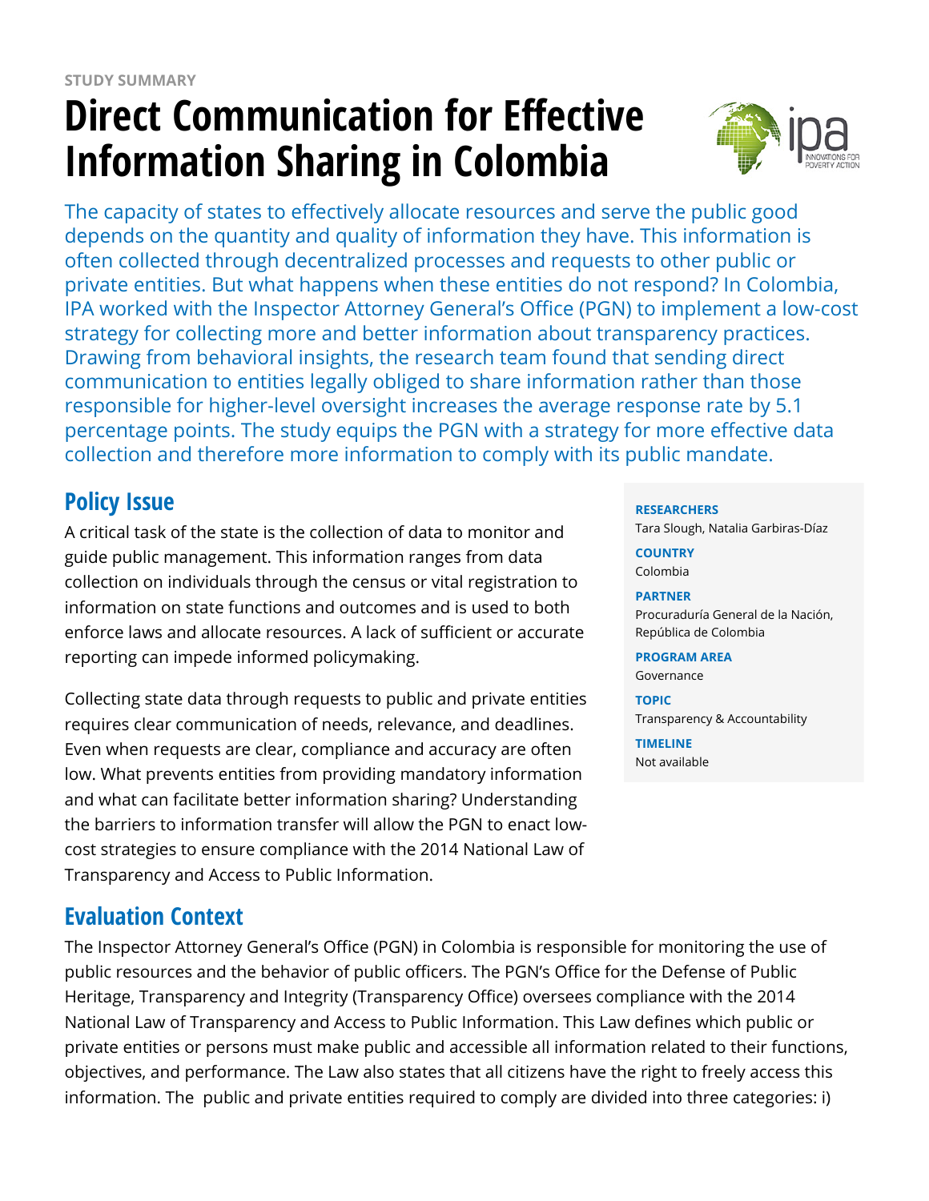STUDY SUMMARY

# Direct Communication for Effective Information Sharing in Colombia

The capacity of states to effectively allocate resources and serve the public good depends on the quantity and quality of information they have. This information is often collected through decentralized processes and requests to other public or private entities. But what happens when these entities do not respond? In Colombia, IPA worked with the Inspector Attorney General's Office (PGN) to implement a low-cost strategy for collecting more and better information about transparency practices. Drawing from behavioral insights, the research team found that sending direct communication to entities legally obliged to share information rather than those responsible for higher-level oversight increases the average response rate by 5.1 percentage points. The study equips the PGN with a strategy for more effective data collection and therefore more information to comply with its public mandate.

**RESEARCHERS**
Tara Slough, Natalia Garbiras-Díaz

**COUNTRY**
Colombia

**PARTNER**
Procuraduría General de la Nación, República de Colombia

**PROGRAM AREA**
Governance

**TOPIC**
Transparency & Accountability

**TIMELINE**
Not available

## Policy Issue

A critical task of the state is the collection of data to monitor and guide public management. This information ranges from data collection on individuals through the census or vital registration to information on state functions and outcomes and is used to both enforce laws and allocate resources. A lack of sufficient or accurate reporting can impede informed policymaking.

Collecting state data through requests to public and private entities requires clear communication of needs, relevance, and deadlines. Even when requests are clear, compliance and accuracy are often low. What prevents entities from providing mandatory information and what can facilitate better information sharing? Understanding the barriers to information transfer will allow the PGN to enact low-cost strategies to ensure compliance with the 2014 National Law of Transparency and Access to Public Information.

## Evaluation Context

The Inspector Attorney General's Office (PGN) in Colombia is responsible for monitoring the use of public resources and the behavior of public officers. The PGN's Office for the Defense of Public Heritage, Transparency and Integrity (Transparency Office) oversees compliance with the 2014 National Law of Transparency and Access to Public Information. This Law defines which public or private entities or persons must make public and accessible all information related to their functions, objectives, and performance. The Law also states that all citizens have the right to freely access this information. The public and private entities required to comply are divided into three categories: i)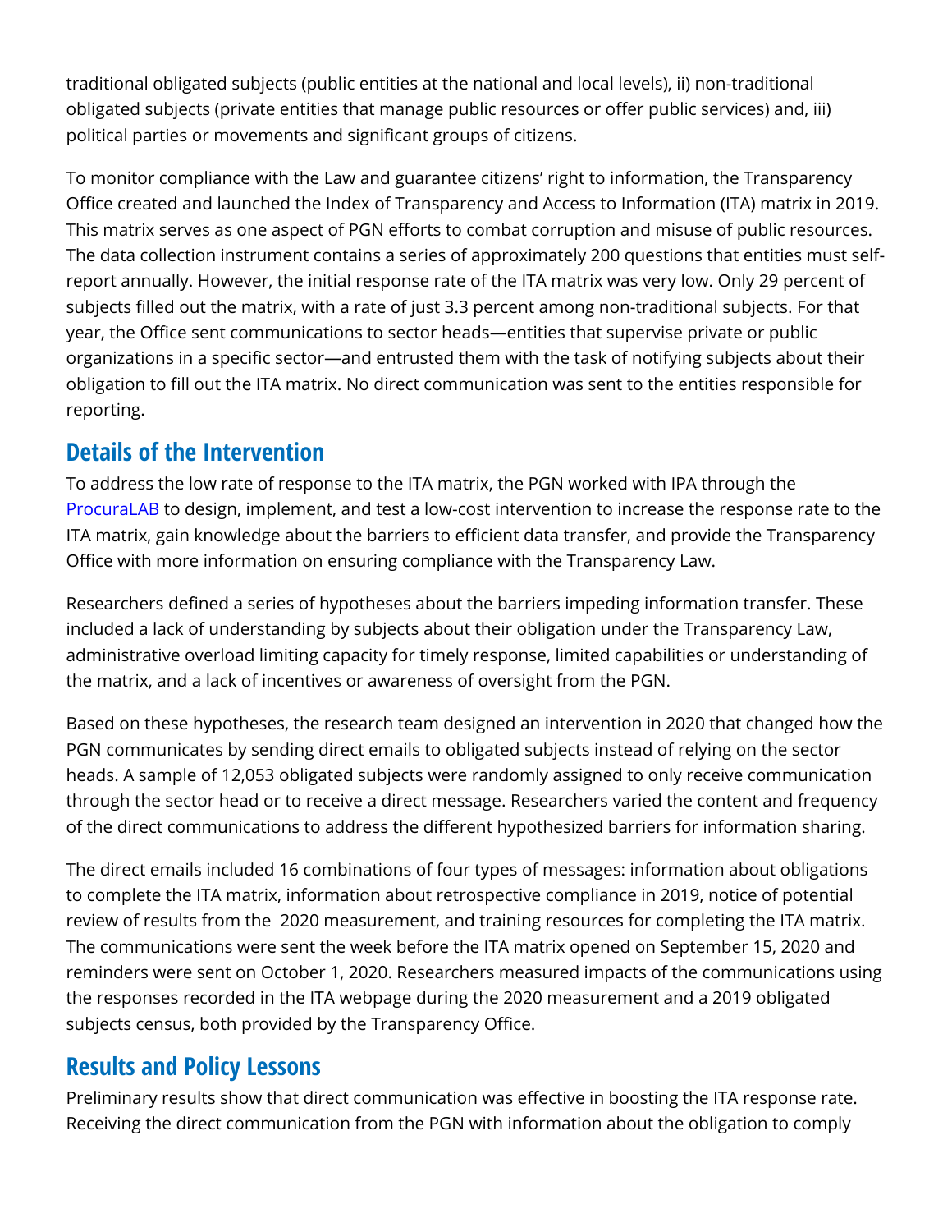traditional obligated subjects (public entities at the national and local levels), ii) non-traditional obligated subjects (private entities that manage public resources or offer public services) and, iii) political parties or movements and significant groups of citizens.

To monitor compliance with the Law and guarantee citizens' right to information, the Transparency Office created and launched the Index of Transparency and Access to Information (ITA) matrix in 2019. This matrix serves as one aspect of PGN efforts to combat corruption and misuse of public resources. The data collection instrument contains a series of approximately 200 questions that entities must self-report annually. However, the initial response rate of the ITA matrix was very low. Only 29 percent of subjects filled out the matrix, with a rate of just 3.3 percent among non-traditional subjects. For that year, the Office sent communications to sector heads—entities that supervise private or public organizations in a specific sector—and entrusted them with the task of notifying subjects about their obligation to fill out the ITA matrix. No direct communication was sent to the entities responsible for reporting.

## Details of the Intervention

To address the low rate of response to the ITA matrix, the PGN worked with IPA through the ProcuraLAB to design, implement, and test a low-cost intervention to increase the response rate to the ITA matrix, gain knowledge about the barriers to efficient data transfer, and provide the Transparency Office with more information on ensuring compliance with the Transparency Law.

Researchers defined a series of hypotheses about the barriers impeding information transfer. These included a lack of understanding by subjects about their obligation under the Transparency Law, administrative overload limiting capacity for timely response, limited capabilities or understanding of the matrix, and a lack of incentives or awareness of oversight from the PGN.

Based on these hypotheses, the research team designed an intervention in 2020 that changed how the PGN communicates by sending direct emails to obligated subjects instead of relying on the sector heads. A sample of 12,053 obligated subjects were randomly assigned to only receive communication through the sector head or to receive a direct message. Researchers varied the content and frequency of the direct communications to address the different hypothesized barriers for information sharing.

The direct emails included 16 combinations of four types of messages: information about obligations to complete the ITA matrix, information about retrospective compliance in 2019, notice of potential review of results from the 2020 measurement, and training resources for completing the ITA matrix. The communications were sent the week before the ITA matrix opened on September 15, 2020 and reminders were sent on October 1, 2020. Researchers measured impacts of the communications using the responses recorded in the ITA webpage during the 2020 measurement and a 2019 obligated subjects census, both provided by the Transparency Office.

## Results and Policy Lessons

Preliminary results show that direct communication was effective in boosting the ITA response rate. Receiving the direct communication from the PGN with information about the obligation to comply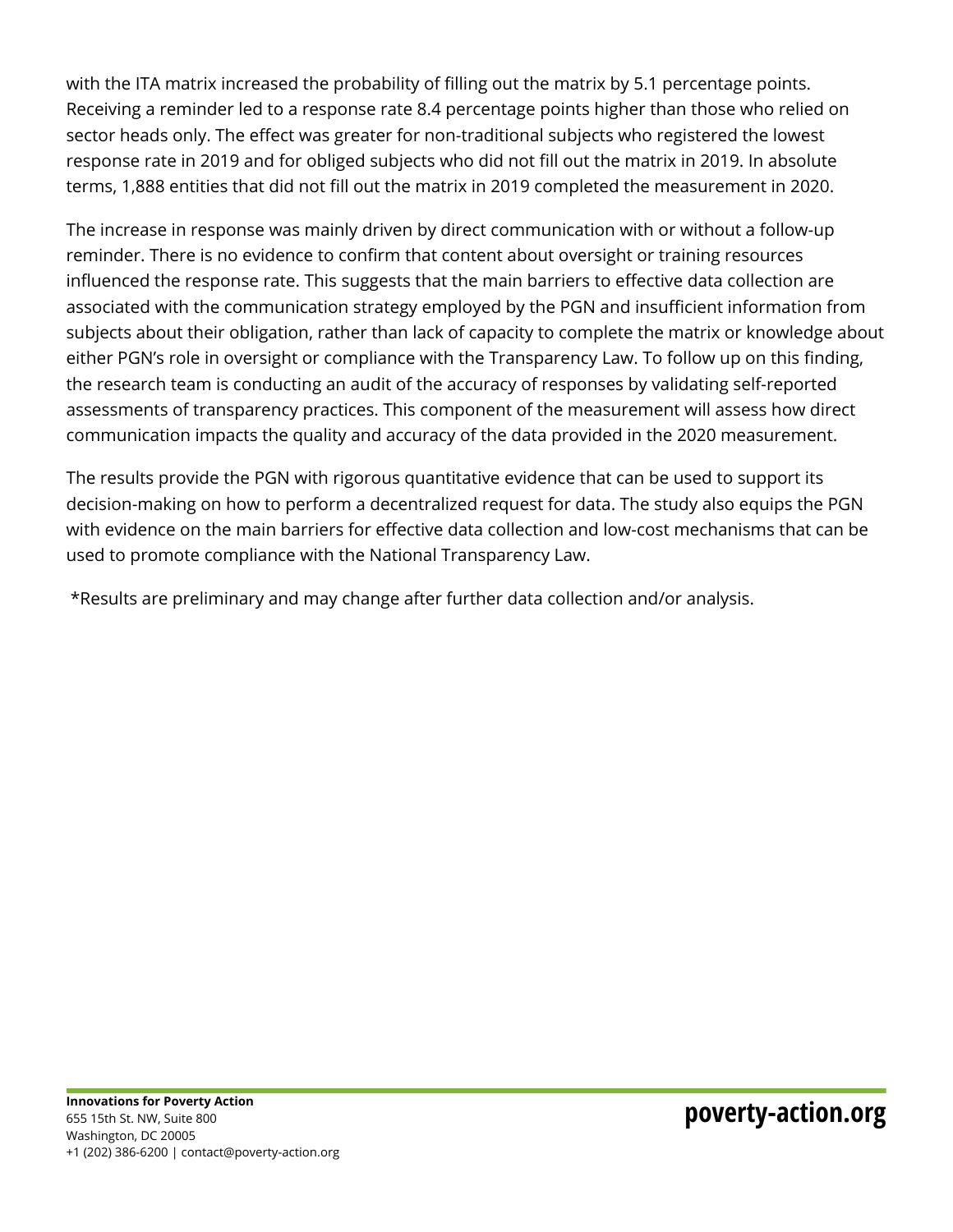with the ITA matrix increased the probability of filling out the matrix by 5.1 percentage points. Receiving a reminder led to a response rate 8.4 percentage points higher than those who relied on sector heads only. The effect was greater for non-traditional subjects who registered the lowest response rate in 2019 and for obliged subjects who did not fill out the matrix in 2019. In absolute terms, 1,888 entities that did not fill out the matrix in 2019 completed the measurement in 2020.

The increase in response was mainly driven by direct communication with or without a follow-up reminder. There is no evidence to confirm that content about oversight or training resources influenced the response rate. This suggests that the main barriers to effective data collection are associated with the communication strategy employed by the PGN and insufficient information from subjects about their obligation, rather than lack of capacity to complete the matrix or knowledge about either PGN's role in oversight or compliance with the Transparency Law. To follow up on this finding, the research team is conducting an audit of the accuracy of responses by validating self-reported assessments of transparency practices. This component of the measurement will assess how direct communication impacts the quality and accuracy of the data provided in the 2020 measurement.

The results provide the PGN with rigorous quantitative evidence that can be used to support its decision-making on how to perform a decentralized request for data. The study also equips the PGN with evidence on the main barriers for effective data collection and low-cost mechanisms that can be used to promote compliance with the National Transparency Law.

*Results are preliminary and may change after further data collection and/or analysis.